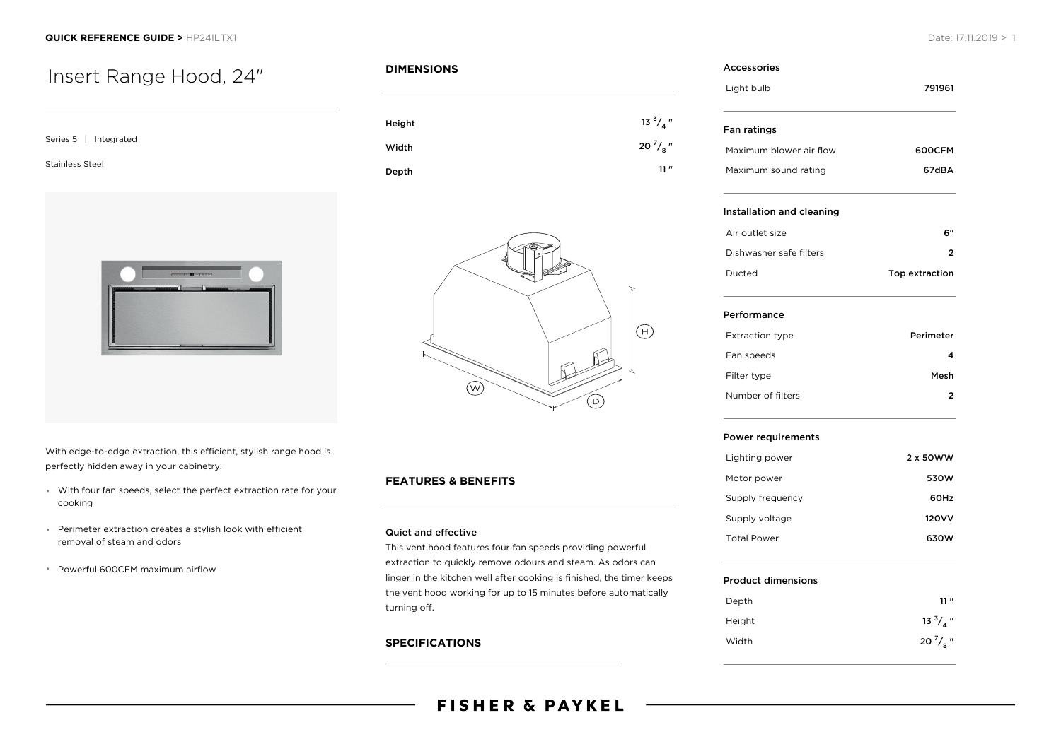# Insert Range Hood, 24″

Series 5 | Integrated

Stainless Steel

With edge-to-edge extraction, this efficient, stylish range hood is perfectly hidden away in your cabinetry.

- With four fan speeds, select the perfect extraction rate for your cooking
- Perimeter extraction creates a stylish look with efficient removal of steam and odors
- Powerful 600CFM maximum airflow

## DIMENSIONS

| | |
|---|---|
| Height | 13 3/4 ″ |
| Width | 20 7/8 ″ |
| Depth | 11 ″ |

## FEATURES & BENEFITS

### Quiet and effective

This vent hood features four fan speeds providing powerful extraction to quickly remove odours and steam. As odors can linger in the kitchen well after cooking is finished, the timer keeps the vent hood working for up to 15 minutes before automatically turning off.

## SPECIFICATIONS

### Accessories

| | |
|---|---|
| Light bulb | 791961 |

### Fan ratings

| | |
|---|---|
| Maximum blower air flow | 600CFM |
| Maximum sound rating | 67dBA |

### Installation and cleaning

| | |
|---|---|
| Air outlet size | 6″ |
| Dishwasher safe filters | 2 |
| Ducted | Top extraction |

### Performance

| | |
|---|---|
| Extraction type | Perimeter |
| Fan speeds | 4 |
| Filter type | Mesh |
| Number of filters | 2 |

### Power requirements

| | |
|---|---|
| Lighting power | 2 x 50WW |
| Motor power | 530W |
| Supply frequency | 60Hz |
| Supply voltage | 120VV |
| Total Power | 630W |

### Product dimensions

| | |
|---|---|
| Depth | 11 ″ |
| Height | 13 3/4 ″ |
| Width | 20 7/8 ″ |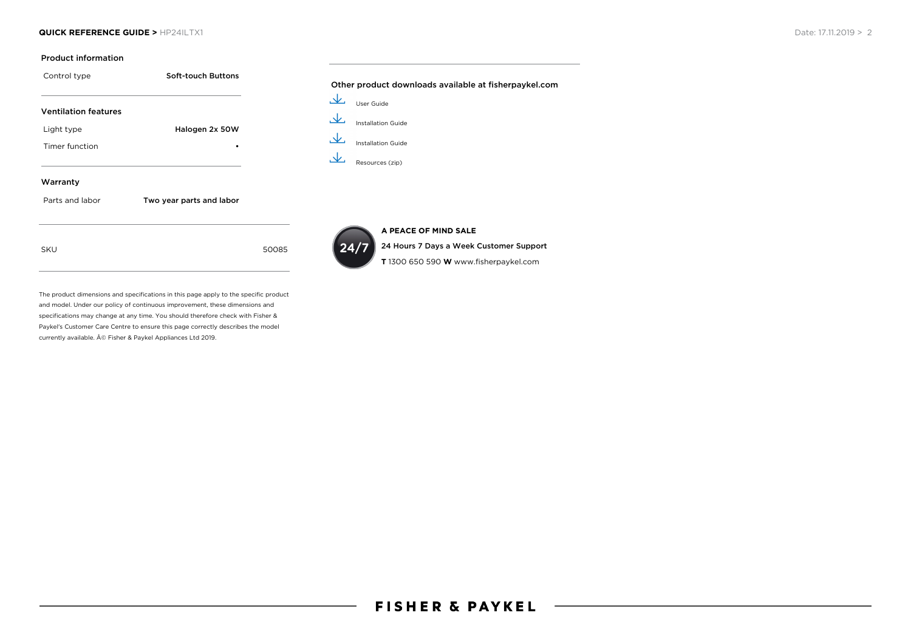## Product information

| | |
|---|---|
| Control type | Soft-touch Buttons |

## Ventilation features

| | |
|---|---|
| Light type | Halogen 2x 50W |
| Timer function | • |

## Warranty

| | |
|---|---|
| Parts and labor | Two year parts and labor |

| | |
|---|---|
| SKU | 50085 |

The product dimensions and specifications in this page apply to the specific product and model. Under our policy of continuous improvement, these dimensions and specifications may change at any time. You should therefore check with Fisher & Paykel's Customer Care Centre to ensure this page correctly describes the model currently available. Â© Fisher & Paykel Appliances Ltd 2019.

## Other product downloads available at fisherpaykel.com

- User Guide
- Installation Guide
- Installation Guide
- Resources (zip)

24/7

**A PEACE OF MIND SALE**

**24 Hours 7 Days a Week Customer Support**

**T** 1300 650 590 **W** www.fisherpaykel.com

FISHER & PAYKEL